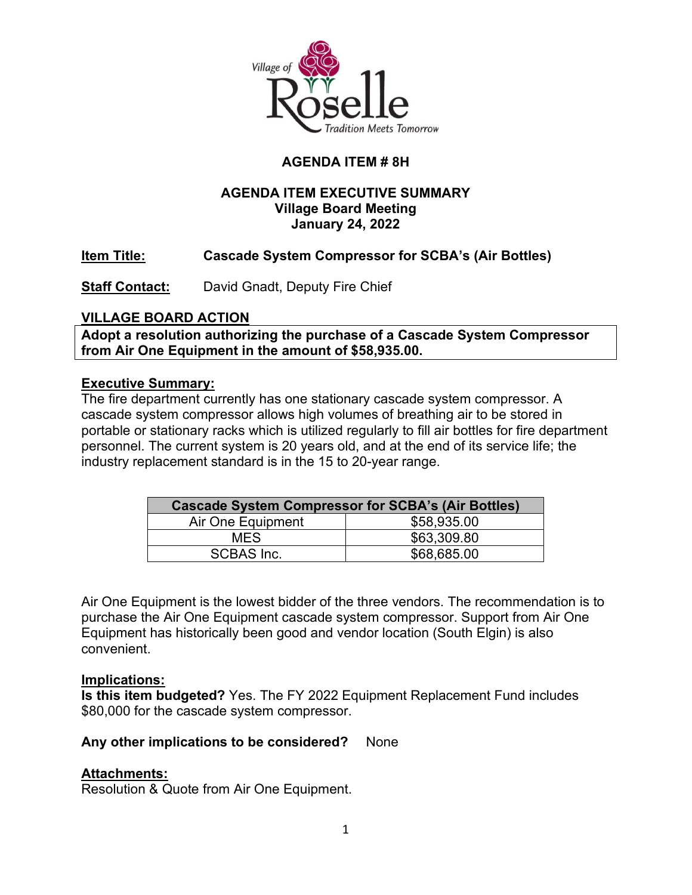Village of Roselle
Tradition Meets Tomorrow

# AGENDA ITEM # 8H

## AGENDA ITEM EXECUTIVE SUMMARY
### Village Board Meeting
### January 24, 2022

**Item Title:** **Cascade System Compressor for SCBA's (Air Bottles)**

**Staff Contact:** David Gnadt, Deputy Fire Chief

**VILLAGE BOARD ACTION**

**Adopt a resolution authorizing the purchase of a Cascade System Compressor from Air One Equipment in the amount of $58,935.00.**

**Executive Summary:**

The fire department currently has one stationary cascade system compressor. A cascade system compressor allows high volumes of breathing air to be stored in portable or stationary racks which is utilized regularly to fill air bottles for fire department personnel. The current system is 20 years old, and at the end of its service life; the industry replacement standard is in the 15 to 20-year range.

| Cascade System Compressor for SCBA's (Air Bottles) | |
|---|---|
| Air One Equipment | $58,935.00 |
| MES | $63,309.80 |
| SCBAS Inc. | $68,685.00 |

Air One Equipment is the lowest bidder of the three vendors. The recommendation is to purchase the Air One Equipment cascade system compressor. Support from Air One Equipment has historically been good and vendor location (South Elgin) is also convenient.

**Implications:**

**Is this item budgeted?** Yes. The FY 2022 Equipment Replacement Fund includes $80,000 for the cascade system compressor.

**Any other implications to be considered?** None

**Attachments:**

Resolution & Quote from Air One Equipment.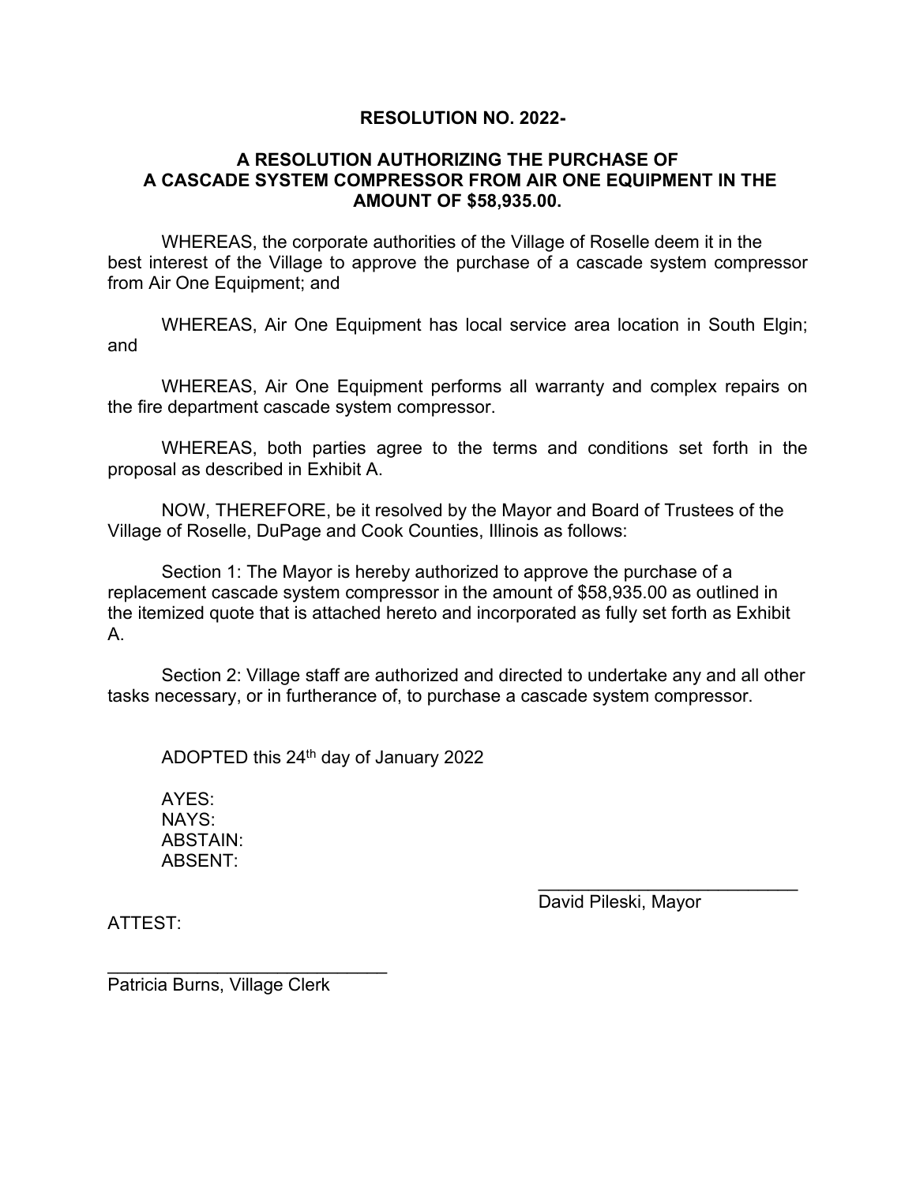**RESOLUTION NO. 2022-**

**A RESOLUTION AUTHORIZING THE PURCHASE OF A CASCADE SYSTEM COMPRESSOR FROM AIR ONE EQUIPMENT IN THE AMOUNT OF $58,935.00.**

WHEREAS, the corporate authorities of the Village of Roselle deem it in the best interest of the Village to approve the purchase of a cascade system compressor from Air One Equipment; and

WHEREAS, Air One Equipment has local service area location in South Elgin; and

WHEREAS, Air One Equipment performs all warranty and complex repairs on the fire department cascade system compressor.

WHEREAS, both parties agree to the terms and conditions set forth in the proposal as described in Exhibit A.

NOW, THEREFORE, be it resolved by the Mayor and Board of Trustees of the Village of Roselle, DuPage and Cook Counties, Illinois as follows:

Section 1: The Mayor is hereby authorized to approve the purchase of a replacement cascade system compressor in the amount of $58,935.00 as outlined in the itemized quote that is attached hereto and incorporated as fully set forth as Exhibit A.

Section 2: Village staff are authorized and directed to undertake any and all other tasks necessary, or in furtherance of, to purchase a cascade system compressor.

ADOPTED this 24th day of January 2022

AYES:
NAYS:
ABSTAIN:
ABSENT:

\_\_\_\_\_\_\_\_\_\_\_\_\_\_\_\_\_\_\_\_\_\_\_\_\_\_\_
David Pileski, Mayor

ATTEST:

\_\_\_\_\_\_\_\_\_\_\_\_\_\_\_\_\_\_\_\_\_\_\_\_\_\_\_\_\_
Patricia Burns, Village Clerk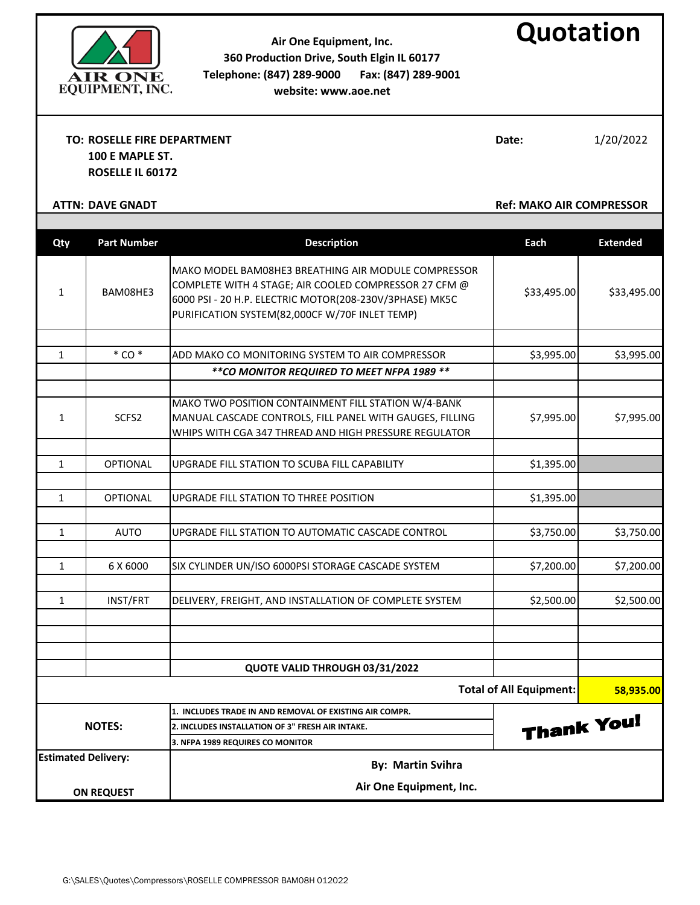AIR ONE EQUIPMENT, INC.

**Air One Equipment, Inc.**
**360 Production Drive, South Elgin IL 60177**
**Telephone: (847) 289-9000 Fax: (847) 289-9001**
**website: www.aoe.net**

# Quotation

**TO: ROSELLE FIRE DEPARTMENT**
**100 E MAPLE ST.**
**ROSELLE IL 60172**

**Date:** 1/20/2022

**ATTN: DAVE GNADT**

**Ref: MAKO AIR COMPRESSOR**

| Qty | Part Number | Description | Each | Extended |
|---|---|---|---|---|
| 1 | BAM08HE3 | MAKO MODEL BAM08HE3 BREATHING AIR MODULE COMPRESSOR COMPLETE WITH 4 STAGE; AIR COOLED COMPRESSOR 27 CFM @ 6000 PSI - 20 H.P. ELECTRIC MOTOR(208-230V/3PHASE) MK5C PURIFICATION SYSTEM(82,000CF W/70F INLET TEMP) | $33,495.00 | $33,495.00 |
| 1 | * CO * | ADD MAKO CO MONITORING SYSTEM TO AIR COMPRESSOR | $3,995.00 | $3,995.00 |
| | | ***\*\*CO MONITOR REQUIRED TO MEET NFPA 1989 \*\**** | | |
| 1 | SCFS2 | MAKO TWO POSITION CONTAINMENT FILL STATION W/4-BANK MANUAL CASCADE CONTROLS, FILL PANEL WITH GAUGES, FILLING WHIPS WITH CGA 347 THREAD AND HIGH PRESSURE REGULATOR | $7,995.00 | $7,995.00 |
| 1 | OPTIONAL | UPGRADE FILL STATION TO SCUBA FILL CAPABILITY | $1,395.00 | |
| 1 | OPTIONAL | UPGRADE FILL STATION TO THREE POSITION | $1,395.00 | |
| 1 | AUTO | UPGRADE FILL STATION TO AUTOMATIC CASCADE CONTROL | $3,750.00 | $3,750.00 |
| 1 | 6 X 6000 | SIX CYLINDER UN/ISO 6000PSI STORAGE CASCADE SYSTEM | $7,200.00 | $7,200.00 |
| 1 | INST/FRT | DELIVERY, FREIGHT, AND INSTALLATION OF COMPLETE SYSTEM | $2,500.00 | $2,500.00 |
| | | **QUOTE VALID THROUGH 03/31/2022** | | |
| | | | **Total of All Equipment:** | **58,935.00** |

**NOTES:**

1. INCLUDES TRADE IN AND REMOVAL OF EXISTING AIR COMPR.
2. INCLUDES INSTALLATION OF 3" FRESH AIR INTAKE.
3. NFPA 1989 REQUIRES CO MONITOR

**Thank You!**

**Estimated Delivery:** **ON REQUEST**

**By: Martin Svihra**
**Air One Equipment, Inc.**

G:\SALES\Quotes\Compressors\ROSELLE COMPRESSOR BAM08H 012022